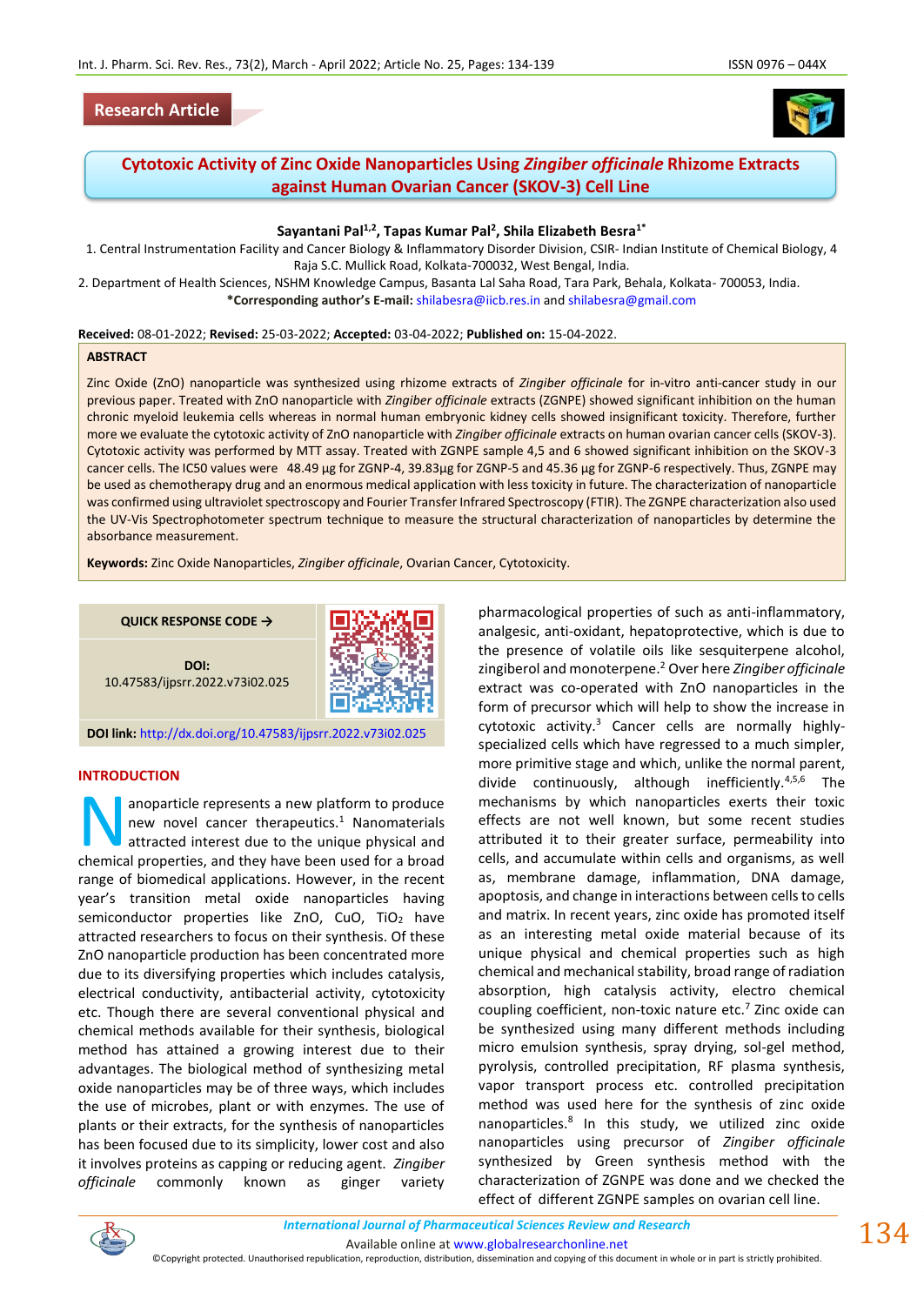Research Article

# Cytotoxic Activity of Zinc Oxide Nanoparticles Using *Zingiber officinale* Rhizome Extracts against Human Ovarian Cancer (SKOV-3) Cell Line

**Sayantani Pal[1,2], Tapas Kumar Pal[2], Shila Elizabeth Besra[1*]**

1. Central Instrumentation Facility and Cancer Biology & Inflammatory Disorder Division, CSIR- Indian Institute of Chemical Biology, 4 Raja S.C. Mullick Road, Kolkata-700032, West Bengal, India.
2. Department of Health Sciences, NSHM Knowledge Campus, Basanta Lal Saha Road, Tara Park, Behala, Kolkata- 700053, India.

**\*Corresponding author's E-mail:** shilabesra@iicb.res.in and shilabesra@gmail.com

**Received:** 08-01-2022; **Revised:** 25-03-2022; **Accepted:** 03-04-2022; **Published on:** 15-04-2022.

## ABSTRACT

Zinc Oxide (ZnO) nanoparticle was synthesized using rhizome extracts of *Zingiber officinale* for in-vitro anti-cancer study in our previous paper. Treated with ZnO nanoparticle with *Zingiber officinale* extracts (ZGNPE) showed significant inhibition on the human chronic myeloid leukemia cells whereas in normal human embryonic kidney cells showed insignificant toxicity. Therefore, further more we evaluate the cytotoxic activity of ZnO nanoparticle with *Zingiber officinale* extracts on human ovarian cancer cells (SKOV-3). Cytotoxic activity was performed by MTT assay. Treated with ZGNPE sample 4,5 and 6 showed significant inhibition on the SKOV-3 cancer cells. The IC50 values were 48.49 μg for ZGNP-4, 39.83μg for ZGNP-5 and 45.36 μg for ZGNP-6 respectively. Thus, ZGNPE may be used as chemotherapy drug and an enormous medical application with less toxicity in future. The characterization of nanoparticle was confirmed using ultraviolet spectroscopy and Fourier Transfer Infrared Spectroscopy (FTIR). The ZGNPE characterization also used the UV-Vis Spectrophotometer spectrum technique to measure the structural characterization of nanoparticles by determine the absorbance measurement.

**Keywords:** Zinc Oxide Nanoparticles, *Zingiber officinale*, Ovarian Cancer, Cytotoxicity.

QUICK RESPONSE CODE →

DOI: 10.47583/ijpsrr.2022.v73i02.025

**DOI link:** http://dx.doi.org/10.47583/ijpsrr.2022.v73i02.025

## INTRODUCTION

Nanoparticle represents a new platform to produce new novel cancer therapeutics.[1] Nanomaterials attracted interest due to the unique physical and chemical properties, and they have been used for a broad range of biomedical applications. However, in the recent year's transition metal oxide nanoparticles having semiconductor properties like ZnO, CuO, $TiO_2$ have attracted researchers to focus on their synthesis. Of these ZnO nanoparticle production has been concentrated more due to its diversifying properties which includes catalysis, electrical conductivity, antibacterial activity, cytotoxicity etc. Though there are several conventional physical and chemical methods available for their synthesis, biological method has attained a growing interest due to their advantages. The biological method of synthesizing metal oxide nanoparticles may be of three ways, which includes the use of microbes, plant or with enzymes. The use of plants or their extracts, for the synthesis of nanoparticles has been focused due to its simplicity, lower cost and also it involves proteins as capping or reducing agent. *Zingiber officinale* commonly known as ginger variety pharmacological properties of such as anti-inflammatory, analgesic, anti-oxidant, hepatoprotective, which is due to the presence of volatile oils like sesquiterpene alcohol, zingiberol and monoterpene.[2] Over here *Zingiber officinale* extract was co-operated with ZnO nanoparticles in the form of precursor which will help to show the increase in cytotoxic activity.[3] Cancer cells are normally highly-specialized cells which have regressed to a much simpler, more primitive stage and which, unlike the normal parent, divide continuously, although inefficiently.[4,5,6] The mechanisms by which nanoparticles exerts their toxic effects are not well known, but some recent studies attributed it to their greater surface, permeability into cells, and accumulate within cells and organisms, as well as, membrane damage, inflammation, DNA damage, apoptosis, and change in interactions between cells to cells and matrix. In recent years, zinc oxide has promoted itself as an interesting metal oxide material because of its unique physical and chemical properties such as high chemical and mechanical stability, broad range of radiation absorption, high catalysis activity, electro chemical coupling coefficient, non-toxic nature etc.[7] Zinc oxide can be synthesized using many different methods including micro emulsion synthesis, spray drying, sol-gel method, pyrolysis, controlled precipitation, RF plasma synthesis, vapor transport process etc. controlled precipitation method was used here for the synthesis of zinc oxide nanoparticles.[8] In this study, we utilized zinc oxide nanoparticles using precursor of *Zingiber officinale* synthesized by Green synthesis method with the characterization of ZGNPE was done and we checked the effect of different ZGNPE samples on ovarian cell line.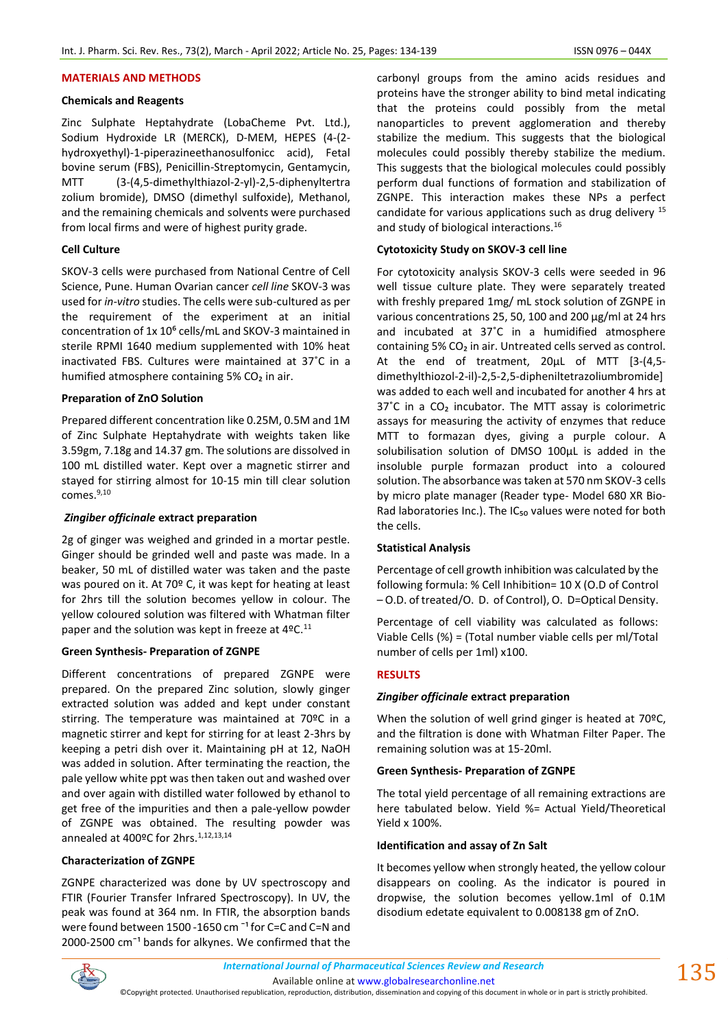## MATERIALS AND METHODS

### Chemicals and Reagents

Zinc Sulphate Heptahydrate (LobaCheme Pvt. Ltd.), Sodium Hydroxide LR (MERCK), D-MEM, HEPES (4-(2-hydroxyethyl)-1-piperazineethanosulfonicc acid), Fetal bovine serum (FBS), Penicillin-Streptomycin, Gentamycin, MTT (3-(4,5-dimethylthiazol-2-yl)-2,5-diphenyltertrazolium bromide), DMSO (dimethyl sulfoxide), Methanol, and the remaining chemicals and solvents were purchased from local firms and were of highest purity grade.

### Cell Culture

SKOV-3 cells were purchased from National Centre of Cell Science, Pune. Human Ovarian cancer *cell line* SKOV-3 was used for *in-vitro* studies. The cells were sub-cultured as per the requirement of the experiment at an initial concentration of 1x $10^6$ cells/mL and SKOV-3 maintained in sterile RPMI 1640 medium supplemented with 10% heat inactivated FBS. Cultures were maintained at 37˚C in a humified atmosphere containing 5% $CO_2$ in air.

### Preparation of ZnO Solution

Prepared different concentration like 0.25M, 0.5M and 1M of Zinc Sulphate Heptahydrate with weights taken like 3.59gm, 7.18g and 14.37 gm. The solutions are dissolved in 100 mL distilled water. Kept over a magnetic stirrer and stayed for stirring almost for 10-15 min till clear solution comes.[9,10]

### *Zingiber officinale* extract preparation

2g of ginger was weighed and grinded in a mortar pestle. Ginger should be grinded well and paste was made. In a beaker, 50 mL of distilled water was taken and the paste was poured on it. At 70º C, it was kept for heating at least for 2hrs till the solution becomes yellow in colour. The yellow coloured solution was filtered with Whatman filter paper and the solution was kept in freeze at 4ºC.[11]

### Green Synthesis- Preparation of ZGNPE

Different concentrations of prepared ZGNPE were prepared. On the prepared Zinc solution, slowly ginger extracted solution was added and kept under constant stirring. The temperature was maintained at 70ºC in a magnetic stirrer and kept for stirring for at least 2-3hrs by keeping a petri dish over it. Maintaining pH at 12, NaOH was added in solution. After terminating the reaction, the pale yellow white ppt was then taken out and washed over and over again with distilled water followed by ethanol to get free of the impurities and then a pale-yellow powder of ZGNPE was obtained. The resulting powder was annealed at 400ºC for 2hrs.[1,12,13,14]

### Characterization of ZGNPE

ZGNPE characterized was done by UV spectroscopy and FTIR (Fourier Transfer Infrared Spectroscopy). In UV, the peak was found at 364 nm. In FTIR, the absorption bands were found between 1500 -1650 $cm^{-1}$ for C=C and C=N and 2000-2500 $cm^{-1}$ bands for alkynes. We confirmed that the carbonyl groups from the amino acids residues and proteins have the stronger ability to bind metal indicating that the proteins could possibly from the metal nanoparticles to prevent agglomeration and thereby stabilize the medium. This suggests that the biological molecules could possibly thereby stabilize the medium. This suggests that the biological molecules could possibly perform dual functions of formation and stabilization of ZGNPE. This interaction makes these NPs a perfect candidate for various applications such as drug delivery [15] and study of biological interactions.[16]

### Cytotoxicity Study on SKOV-3 cell line

For cytotoxicity analysis SKOV-3 cells were seeded in 96 well tissue culture plate. They were separately treated with freshly prepared 1mg/ mL stock solution of ZGNPE in various concentrations 25, 50, 100 and 200 µg/ml at 24 hrs and incubated at 37˚C in a humidified atmosphere containing 5% $CO_2$ in air. Untreated cells served as control. At the end of treatment, 20µL of MTT [3-(4,5-dimethylthiozol-2-il)-2,5-2,5-dipheniltetrazoliumbromide] was added to each well and incubated for another 4 hrs at 37˚C in a $CO_2$ incubator. The MTT assay is colorimetric assays for measuring the activity of enzymes that reduce MTT to formazan dyes, giving a purple colour. A solubilisation solution of DMSO 100µL is added in the insoluble purple formazan product into a coloured solution. The absorbance was taken at 570 nm SKOV-3 cells by micro plate manager (Reader type- Model 680 XR Bio-Rad laboratories Inc.). The $IC_{50}$ values were noted for both the cells.

### Statistical Analysis

Percentage of cell growth inhibition was calculated by the following formula: % Cell Inhibition= 10 X (O.D of Control – O.D. of treated/O. D. of Control), O. D=Optical Density.

Percentage of cell viability was calculated as follows: Viable Cells (%) = (Total number viable cells per ml/Total number of cells per 1ml) x100.

## RESULTS

### *Zingiber officinale* extract preparation

When the solution of well grind ginger is heated at 70ºC, and the filtration is done with Whatman Filter Paper. The remaining solution was at 15-20ml.

### Green Synthesis- Preparation of ZGNPE

The total yield percentage of all remaining extractions are here tabulated below. Yield %= Actual Yield/Theoretical Yield x 100%.

### Identification and assay of Zn Salt

It becomes yellow when strongly heated, the yellow colour disappears on cooling. As the indicator is poured in dropwise, the solution becomes yellow.1ml of 0.1M disodium edetate equivalent to 0.008138 gm of ZnO.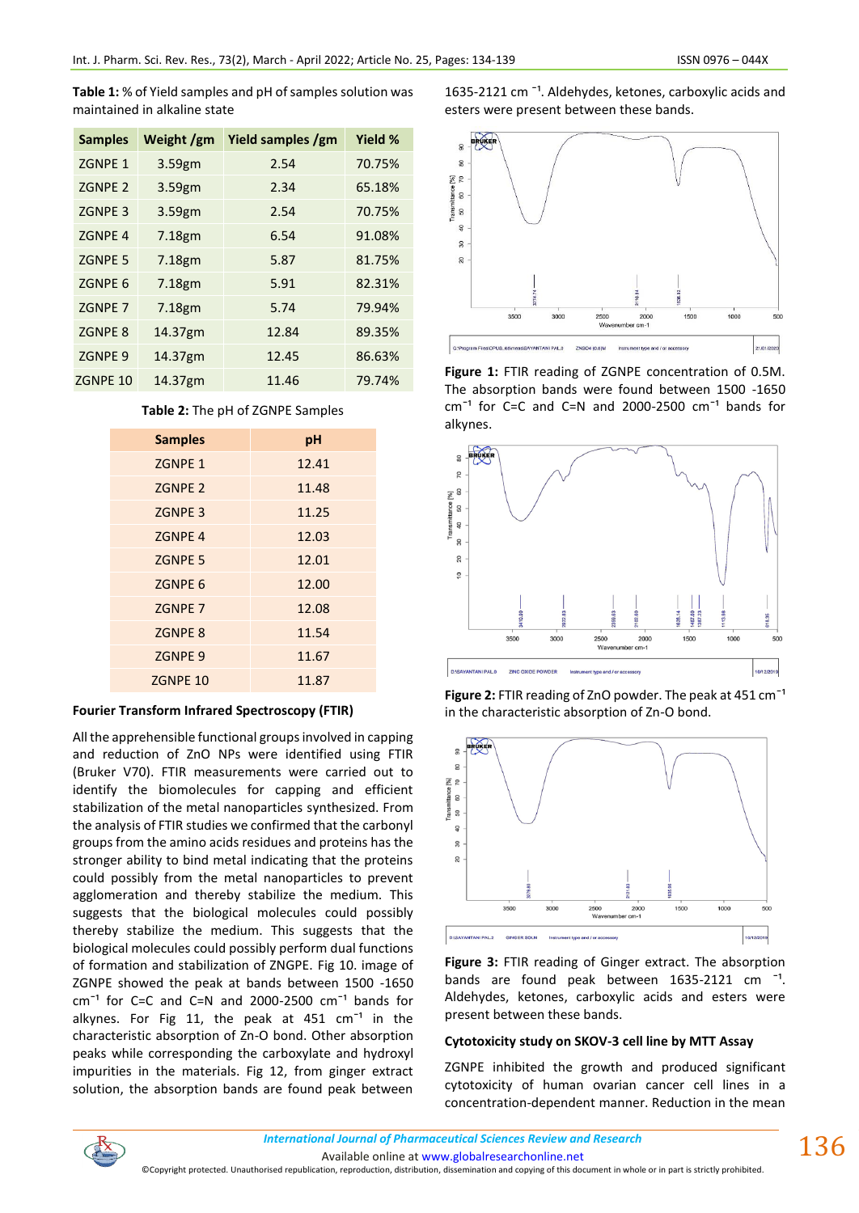**Table 1:** % of Yield samples and pH of samples solution was maintained in alkaline state

| Samples | Weight /gm | Yield samples /gm | Yield % |
|---|---|---|---|
| ZGNPE 1 | 3.59gm | 2.54 | 70.75% |
| ZGNPE 2 | 3.59gm | 2.34 | 65.18% |
| ZGNPE 3 | 3.59gm | 2.54 | 70.75% |
| ZGNPE 4 | 7.18gm | 6.54 | 91.08% |
| ZGNPE 5 | 7.18gm | 5.87 | 81.75% |
| ZGNPE 6 | 7.18gm | 5.91 | 82.31% |
| ZGNPE 7 | 7.18gm | 5.74 | 79.94% |
| ZGNPE 8 | 14.37gm | 12.84 | 89.35% |
| ZGNPE 9 | 14.37gm | 12.45 | 86.63% |
| ZGNPE 10 | 14.37gm | 11.46 | 79.74% |

**Table 2:** The pH of ZGNPE Samples

| Samples | pH |
|---|---|
| ZGNPE 1 | 12.41 |
| ZGNPE 2 | 11.48 |
| ZGNPE 3 | 11.25 |
| ZGNPE 4 | 12.03 |
| ZGNPE 5 | 12.01 |
| ZGNPE 6 | 12.00 |
| ZGNPE 7 | 12.08 |
| ZGNPE 8 | 11.54 |
| ZGNPE 9 | 11.67 |
| ZGNPE 10 | 11.87 |

**Fourier Transform Infrared Spectroscopy (FTIR)**

All the apprehensible functional groups involved in capping and reduction of ZnO NPs were identified using FTIR (Bruker V70). FTIR measurements were carried out to identify the biomolecules for capping and efficient stabilization of the metal nanoparticles synthesized. From the analysis of FTIR studies we confirmed that the carbonyl groups from the amino acids residues and proteins has the stronger ability to bind metal indicating that the proteins could possibly from the metal nanoparticles to prevent agglomeration and thereby stabilize the medium. This suggests that the biological molecules could possibly thereby stabilize the medium. This suggests that the biological molecules could possibly perform dual functions of formation and stabilization of ZNGPE. Fig 10. image of ZGNPE showed the peak at bands between 1500 -1650 $cm^{-1}$ for C=C and C=N and 2000-2500 $cm^{-1}$ bands for alkynes. For Fig 11, the peak at 451 $cm^{-1}$ in the characteristic absorption of Zn-O bond. Other absorption peaks while corresponding the carboxylate and hydroxyl impurities in the materials. Fig 12, from ginger extract solution, the absorption bands are found peak between 1635-2121 $cm^{-1}$. Aldehydes, ketones, carboxylic acids and esters were present between these bands.

**Figure 1:** FTIR reading of ZGNPE concentration of 0.5M. The absorption bands were found between 1500 -1650 $cm^{-1}$ for C=C and C=N and 2000-2500 $cm^{-1}$ bands for alkynes.

**Figure 2:** FTIR reading of ZnO powder. The peak at 451 $cm^{-1}$ in the characteristic absorption of Zn-O bond.

**Figure 3:** FTIR reading of Ginger extract. The absorption bands are found peak between 1635-2121 $cm^{-1}$. Aldehydes, ketones, carboxylic acids and esters were present between these bands.

**Cytotoxicity study on SKOV-3 cell line by MTT Assay**

ZGNPE inhibited the growth and produced significant cytotoxicity of human ovarian cancer cell lines in a concentration-dependent manner. Reduction in the mean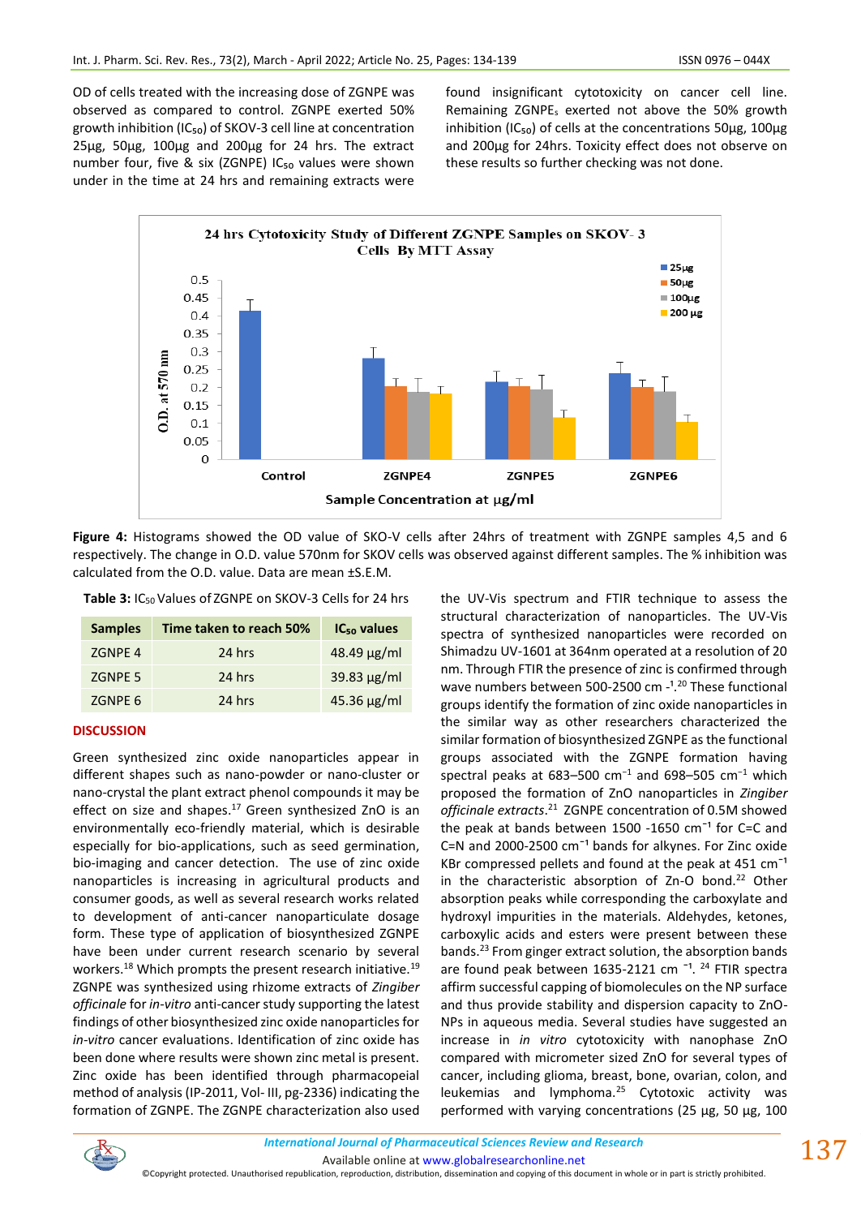OD of cells treated with the increasing dose of ZGNPE was observed as compared to control. ZGNPE exerted 50% growth inhibition ($IC_{50}$) of SKOV-3 cell line at concentration 25µg, 50µg, 100µg and 200µg for 24 hrs. The extract number four, five & six (ZGNPE) $IC_{50}$ values were shown under in the time at 24 hrs and remaining extracts were found insignificant cytotoxicity on cancer cell line. Remaining $ZGNPE_s$ exerted not above the 50% growth inhibition ($IC_{50}$) of cells at the concentrations 50µg, 100µg and 200µg for 24hrs. Toxicity effect does not observe on these results so further checking was not done.

**Figure 4:** Histograms showed the OD value of SKO-V cells after 24hrs of treatment with ZGNPE samples 4,5 and 6 respectively. The change in O.D. value 570nm for SKOV cells was observed against different samples. The % inhibition was calculated from the O.D. value. Data are mean ±S.E.M.

**Table 3:** $IC_{50}$ Values of ZGNPE on SKOV-3 Cells for 24 hrs

| Samples | Time taken to reach 50% | $IC_{50}$ values |
|---|---|---|
| ZGNPE 4 | 24 hrs | 48.49 µg/ml |
| ZGNPE 5 | 24 hrs | 39.83 µg/ml |
| ZGNPE 6 | 24 hrs | 45.36 µg/ml |

## DISCUSSION

Green synthesized zinc oxide nanoparticles appear in different shapes such as nano-powder or nano-cluster or nano-crystal the plant extract phenol compounds it may be effect on size and shapes.[17] Green synthesized ZnO is an environmentally eco-friendly material, which is desirable especially for bio-applications, such as seed germination, bio-imaging and cancer detection. The use of zinc oxide nanoparticles is increasing in agricultural products and consumer goods, as well as several research works related to development of anti-cancer nanoparticulate dosage form. These type of application of biosynthesized ZGNPE have been under current research scenario by several workers.[18] Which prompts the present research initiative.[19] ZGNPE was synthesized using rhizome extracts of *Zingiber officinale* for *in-vitro* anti-cancer study supporting the latest findings of other biosynthesized zinc oxide nanoparticles for *in-vitro* cancer evaluations. Identification of zinc oxide has been done where results were shown zinc metal is present. Zinc oxide has been identified through pharmacopeial method of analysis (IP-2011, Vol- III, pg-2336) indicating the formation of ZGNPE. The ZGNPE characterization also used the UV-Vis spectrum and FTIR technique to assess the structural characterization of nanoparticles. The UV-Vis spectra of synthesized nanoparticles were recorded on Shimadzu UV-1601 at 364nm operated at a resolution of 20 nm. Through FTIR the presence of zinc is confirmed through wave numbers between 500-2500 cm $^{-1}$.[20] These functional groups identify the formation of zinc oxide nanoparticles in the similar way as other researchers characterized the similar formation of biosynthesized ZGNPE as the functional groups associated with the ZGNPE formation having spectral peaks at 683–500 cm$^{-1}$ and 698–505 cm$^{-1}$ which proposed the formation of ZnO nanoparticles in *Zingiber officinale extracts*.[21] ZGNPE concentration of 0.5M showed the peak at bands between 1500 -1650 cm$^{-1}$ for C=C and C=N and 2000-2500 cm$^{-1}$ bands for alkynes. For Zinc oxide KBr compressed pellets and found at the peak at 451 cm$^{-1}$ in the characteristic absorption of Zn-O bond.[22] Other absorption peaks while corresponding the carboxylate and hydroxyl impurities in the materials. Aldehydes, ketones, carboxylic acids and esters were present between these bands.[23] From ginger extract solution, the absorption bands are found peak between 1635-2121 cm $^{-1}$.[24] FTIR spectra affirm successful capping of biomolecules on the NP surface and thus provide stability and dispersion capacity to ZnO-NPs in aqueous media. Several studies have suggested an increase in *in vitro* cytotoxicity with nanophase ZnO compared with micrometer sized ZnO for several types of cancer, including glioma, breast, bone, ovarian, colon, and leukemias and lymphoma.[25] Cytotoxic activity was performed with varying concentrations (25 µg, 50 µg, 100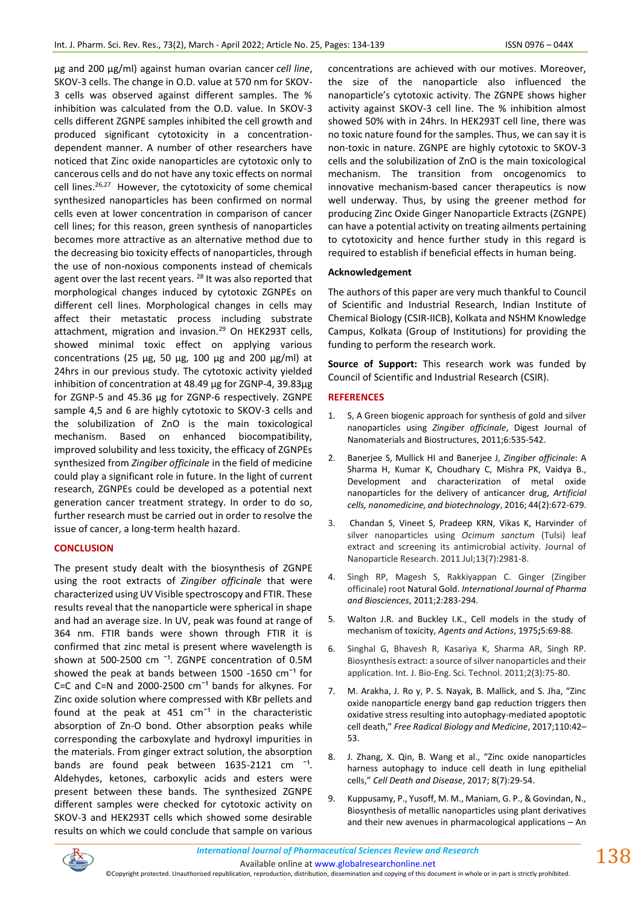µg and 200 µg/ml) against human ovarian cancer *cell line*, SKOV-3 cells. The change in O.D. value at 570 nm for SKOV-3 cells was observed against different samples. The % inhibition was calculated from the O.D. value. In SKOV-3 cells different ZGNPE samples inhibited the cell growth and produced significant cytotoxicity in a concentration-dependent manner. A number of other researchers have noticed that Zinc oxide nanoparticles are cytotoxic only to cancerous cells and do not have any toxic effects on normal cell lines.[26,27] However, the cytotoxicity of some chemical synthesized nanoparticles has been confirmed on normal cells even at lower concentration in comparison of cancer cell lines; for this reason, green synthesis of nanoparticles becomes more attractive as an alternative method due to the decreasing bio toxicity effects of nanoparticles, through the use of non-noxious components instead of chemicals agent over the last recent years. [28] It was also reported that morphological changes induced by cytotoxic ZGNPEs on different cell lines. Morphological changes in cells may affect their metastatic process including substrate attachment, migration and invasion.[29] On HEK293T cells, showed minimal toxic effect on applying various concentrations (25 µg, 50 µg, 100 µg and 200 µg/ml) at 24hrs in our previous study. The cytotoxic activity yielded inhibition of concentration at 48.49 µg for ZGNP-4, 39.83µg for ZGNP-5 and 45.36 µg for ZGNP-6 respectively. ZGNPE sample 4,5 and 6 are highly cytotoxic to SKOV-3 cells and the solubilization of ZnO is the main toxicological mechanism. Based on enhanced biocompatibility, improved solubility and less toxicity, the efficacy of ZGNPEs synthesized from *Zingiber officinale* in the field of medicine could play a significant role in future. In the light of current research, ZGNPEs could be developed as a potential next generation cancer treatment strategy. In order to do so, further research must be carried out in order to resolve the issue of cancer, a long-term health hazard.

## CONCLUSION

The present study dealt with the biosynthesis of ZGNPE using the root extracts of *Zingiber officinale* that were characterized using UV Visible spectroscopy and FTIR. These results reveal that the nanoparticle were spherical in shape and had an average size. In UV, peak was found at range of 364 nm. FTIR bands were shown through FTIR it is confirmed that zinc metal is present where wavelength is shown at 500-2500 $cm^{-1}$. ZGNPE concentration of 0.5M showed the peak at bands between 1500 -1650 $cm^{-1}$ for C=C and C=N and 2000-2500 $cm^{-1}$ bands for alkynes. For Zinc oxide solution where compressed with KBr pellets and found at the peak at 451 $cm^{-1}$ in the characteristic absorption of Zn-O bond. Other absorption peaks while corresponding the carboxylate and hydroxyl impurities in the materials. From ginger extract solution, the absorption bands are found peak between 1635-2121 $cm^{-1}$. Aldehydes, ketones, carboxylic acids and esters were present between these bands. The synthesized ZGNPE different samples were checked for cytotoxic activity on SKOV-3 and HEK293T cells which showed some desirable results on which we could conclude that sample on various concentrations are achieved with our motives. Moreover, the size of the nanoparticle also influenced the nanoparticle's cytotoxic activity. The ZGNPE shows higher activity against SKOV-3 cell line. The % inhibition almost showed 50% with in 24hrs. In HEK293T cell line, there was no toxic nature found for the samples. Thus, we can say it is non-toxic in nature. ZGNPE are highly cytotoxic to SKOV-3 cells and the solubilization of ZnO is the main toxicological mechanism. The transition from oncogenomics to innovative mechanism-based cancer therapeutics is now well underway. Thus, by using the greener method for producing Zinc Oxide Ginger Nanoparticle Extracts (ZGNPE) can have a potential activity on treating ailments pertaining to cytotoxicity and hence further study in this regard is required to establish if beneficial effects in human being.

### Acknowledgement

The authors of this paper are very much thankful to Council of Scientific and Industrial Research, Indian Institute of Chemical Biology (CSIR-IICB), Kolkata and NSHM Knowledge Campus, Kolkata (Group of Institutions) for providing the funding to perform the research work.

**Source of Support:** This research work was funded by Council of Scientific and Industrial Research (CSIR).

## REFERENCES

1. S, A Green biogenic approach for synthesis of gold and silver nanoparticles using *Zingiber officinale*, Digest Journal of Nanomaterials and Biostructures, 2011;6:535-542.
2. Banerjee S, Mullick HI and Banerjee J, *Zingiber officinale*: A Sharma H, Kumar K, Choudhary C, Mishra PK, Vaidya B., Development and characterization of metal oxide nanoparticles for the delivery of anticancer drug, *Artificial cells, nanomedicine, and biotechnology*, 2016; 44(2):672-679.
3. Chandan S, Vineet S, Pradeep KRN, Vikas K, Harvinder of silver nanoparticles using *Ocimum sanctum* (Tulsi) leaf extract and screening its antimicrobial activity. Journal of Nanoparticle Research. 2011 Jul;13(7):2981-8.
4. Singh RP, Magesh S, Rakkiyappan C. Ginger (Zingiber officinale) root Natural Gold. *International Journal of Pharma and Biosciences*, 2011;2:283-294.
5. Walton J.R. and Buckley I.K., Cell models in the study of mechanism of toxicity, *Agents and Actions*, 1975**;**5:69-88.
6. Singhal G, Bhavesh R, Kasariya K, Sharma AR, Singh RP. Biosynthesis extract: a source of silver nanoparticles and their application. Int. J. Bio-Eng. Sci. Technol. 2011;2(3):75-80.
7. M. Arakha, J. Ro y, P. S. Nayak, B. Mallick, and S. Jha, "Zinc oxide nanoparticle energy band gap reduction triggers then oxidative stress resulting into autophagy-mediated apoptotic cell death," *Free Radical Biology and Medicine*, 2017;110:42–53.
8. J. Zhang, X. Qin, B. Wang et al., "Zinc oxide nanoparticles harness autophagy to induce cell death in lung epithelial cells," *Cell Death and Disease*, 2017; 8(7):29-54.
9. Kuppusamy, P., Yusoff, M. M., Maniam, G. P., & Govindan, N., Biosynthesis of metallic nanoparticles using plant derivatives and their new avenues in pharmacological applications – An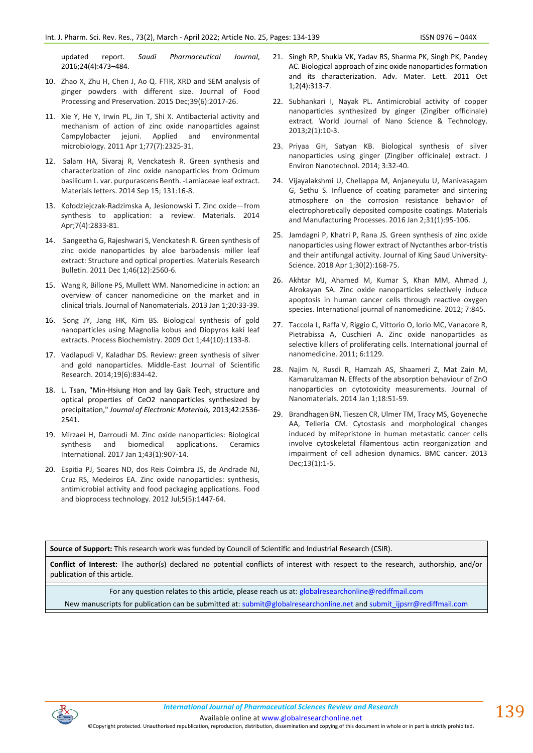updated report. *Saudi Pharmaceutical Journal*, 2016;24(4):473–484.

10. Zhao X, Zhu H, Chen J, Ao Q. FTIR, XRD and SEM analysis of ginger powders with different size. Journal of Food Processing and Preservation. 2015 Dec;39(6):2017-26.

11. Xie Y, He Y, Irwin PL, Jin T, Shi X. Antibacterial activity and mechanism of action of zinc oxide nanoparticles against Campylobacter jejuni. Applied and environmental microbiology. 2011 Apr 1;77(7):2325-31.

12. Salam HA, Sivaraj R, Venckatesh R. Green synthesis and characterization of zinc oxide nanoparticles from Ocimum basilicum L. var. purpurascens Benth. -Lamiaceae leaf extract. Materials letters. 2014 Sep 15; 131:16-8.

13. Kołodziejczak-Radzimska A, Jesionowski T. Zinc oxide—from synthesis to application: a review. Materials. 2014 Apr;7(4):2833-81.

14. Sangeetha G, Rajeshwari S, Venckatesh R. Green synthesis of zinc oxide nanoparticles by aloe barbadensis miller leaf extract: Structure and optical properties. Materials Research Bulletin. 2011 Dec 1;46(12):2560-6.

15. Wang R, Billone PS, Mullett WM. Nanomedicine in action: an overview of cancer nanomedicine on the market and in clinical trials. Journal of Nanomaterials. 2013 Jan 1;20:33-39.

16. Song JY, Jang HK, Kim BS. Biological synthesis of gold nanoparticles using Magnolia kobus and Diopyros kaki leaf extracts. Process Biochemistry. 2009 Oct 1;44(10):1133-8.

17. Vadlapudi V, Kaladhar DS. Review: green synthesis of silver and gold nanoparticles. Middle-East Journal of Scientific Research. 2014;19(6):834-42.

18. L. Tsan, "Min-Hsiung Hon and lay Gaik Teoh, structure and optical properties of CeO2 nanoparticles synthesized by precipitation," *Journal of Electronic Materials,* 2013;42:2536-2541.

19. Mirzaei H, Darroudi M. Zinc oxide nanoparticles: Biological synthesis and biomedical applications. Ceramics International. 2017 Jan 1;43(1):907-14.

20. Espitia PJ, Soares ND, dos Reis Coimbra JS, de Andrade NJ, Cruz RS, Medeiros EA. Zinc oxide nanoparticles: synthesis, antimicrobial activity and food packaging applications. Food and bioprocess technology. 2012 Jul;5(5):1447-64.

21. Singh RP, Shukla VK, Yadav RS, Sharma PK, Singh PK, Pandey AC. Biological approach of zinc oxide nanoparticles formation and its characterization. Adv. Mater. Lett. 2011 Oct 1;2(4):313-7.

22. Subhankari I, Nayak PL. Antimicrobial activity of copper nanoparticles synthesized by ginger (Zingiber officinale) extract. World Journal of Nano Science & Technology. 2013;2(1):10-3.

23. Priyaa GH, Satyan KB. Biological synthesis of silver nanoparticles using ginger (Zingiber officinale) extract. J Environ Nanotechnol. 2014; 3:32-40.

24. Vijayalakshmi U, Chellappa M, Anjaneyulu U, Manivasagam G, Sethu S. Influence of coating parameter and sintering atmosphere on the corrosion resistance behavior of electrophoretically deposited composite coatings. Materials and Manufacturing Processes. 2016 Jan 2;31(1):95-106.

25. Jamdagni P, Khatri P, Rana JS. Green synthesis of zinc oxide nanoparticles using flower extract of Nyctanthes arbor-tristis and their antifungal activity. Journal of King Saud University-Science. 2018 Apr 1;30(2):168-75.

26. Akhtar MJ, Ahamed M, Kumar S, Khan MM, Ahmad J, Alrokayan SA. Zinc oxide nanoparticles selectively induce apoptosis in human cancer cells through reactive oxygen species. International journal of nanomedicine. 2012; 7:845.

27. Taccola L, Raffa V, Riggio C, Vittorio O, Iorio MC, Vanacore R, Pietrabissa A, Cuschieri A. Zinc oxide nanoparticles as selective killers of proliferating cells. International journal of nanomedicine. 2011; 6:1129.

28. Najim N, Rusdi R, Hamzah AS, Shaameri Z, Mat Zain M, Kamarulzamaan N. Effects of the absorption behaviour of ZnO nanoparticles on cytotoxicity measurements. Journal of Nanomaterials. 2014 Jan 1;18:51-59.

29. Brandhagen BN, Tieszen CR, Ulmer TM, Tracy MS, Goyeneche AA, Telleria CM. Cytostasis and morphological changes induced by mifepristone in human metastatic cancer cells involve cytoskeletal filamentous actin reorganization and impairment of cell adhesion dynamics. BMC cancer. 2013 Dec;13(1):1-5.

**Source of Support:** This research work was funded by Council of Scientific and Industrial Research (CSIR).

**Conflict of Interest:** The author(s) declared no potential conflicts of interest with respect to the research, authorship, and/or publication of this article.

For any question relates to this article, please reach us at: globalresearchonline@rediffmail.com
New manuscripts for publication can be submitted at: submit@globalresearchonline.net and submit_ijpsrr@rediffmail.com